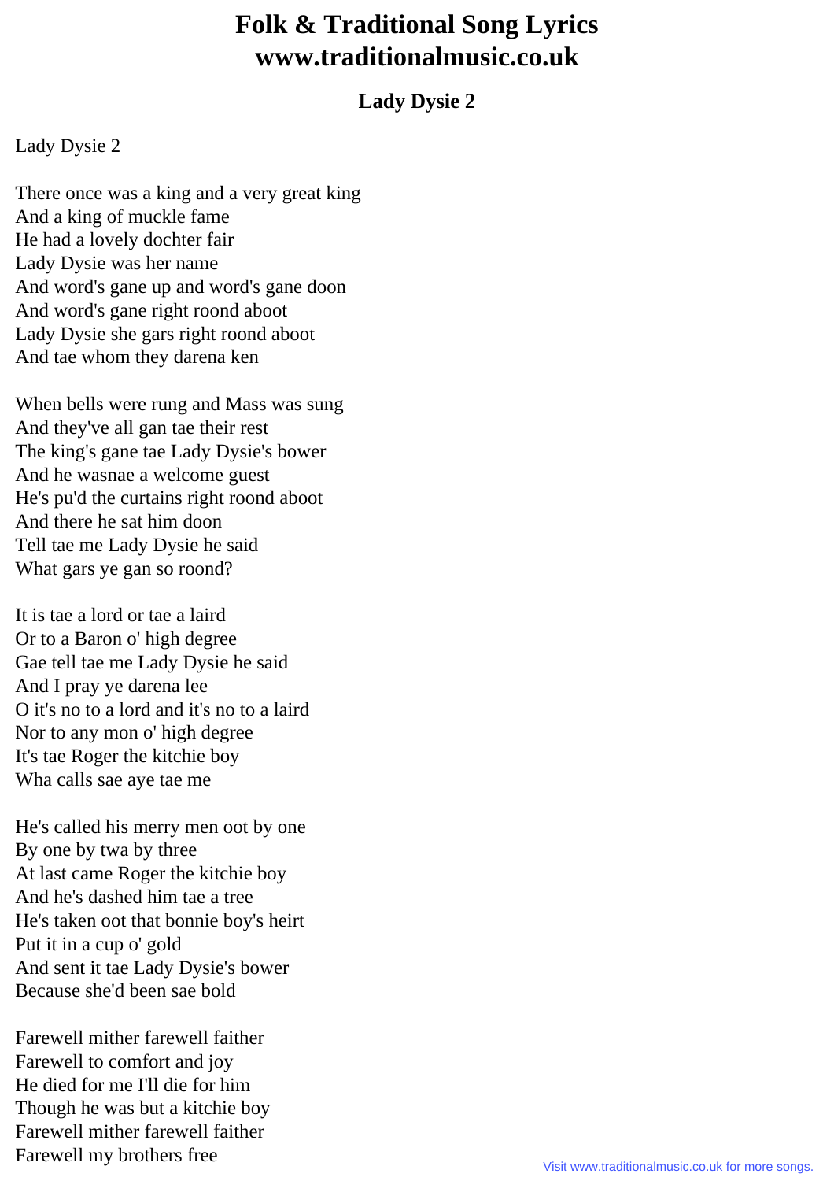# Folk & Traditional Song Lyrics
# www.traditionalmusic.co.uk

## Lady Dysie 2

Lady Dysie 2

There once was a king and a very great king
And a king of muckle fame
He had a lovely dochter fair
Lady Dysie was her name
And word's gane up and word's gane doon
And word's gane right roond aboot
Lady Dysie she gars right roond aboot
And tae whom they darena ken

When bells were rung and Mass was sung
And they've all gan tae their rest
The king's gane tae Lady Dysie's bower
And he wasnae a welcome guest
He's pu'd the curtains right roond aboot
And there he sat him doon
Tell tae me Lady Dysie he said
What gars ye gan so roond?

It is tae a lord or tae a laird
Or to a Baron o' high degree
Gae tell tae me Lady Dysie he said
And I pray ye darena lee
O it's no to a lord and it's no to a laird
Nor to any mon o' high degree
It's tae Roger the kitchie boy
Wha calls sae aye tae me

He's called his merry men oot by one
By one by twa by three
At last came Roger the kitchie boy
And he's dashed him tae a tree
He's taken oot that bonnie boy's heirt
Put it in a cup o' gold
And sent it tae Lady Dysie's bower
Because she'd been sae bold

Farewell mither farewell faither
Farewell to comfort and joy
He died for me I'll die for him
Though he was but a kitchie boy
Farewell mither farewell faither
Farewell my brothers free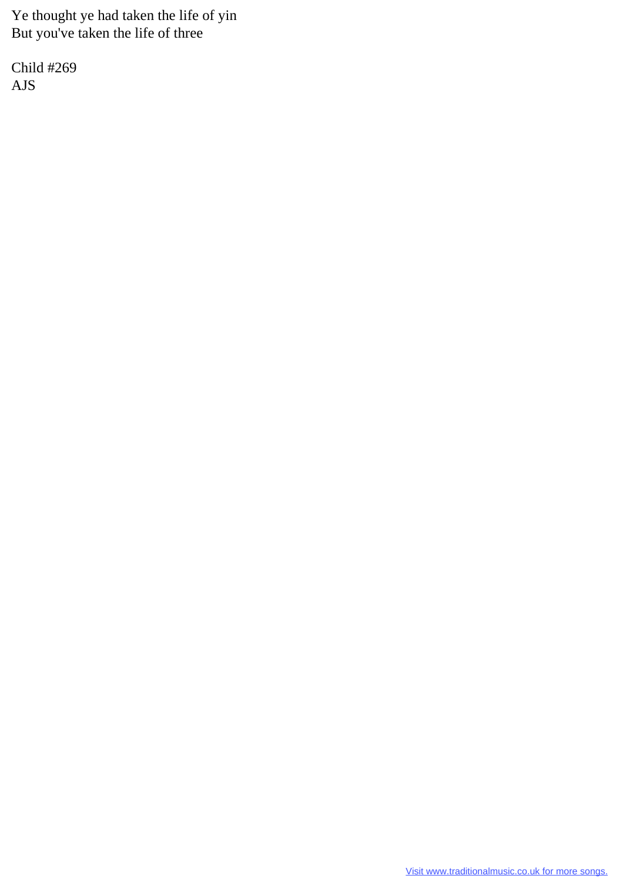Ye thought ye had taken the life of yin
But you've taken the life of three

Child #269
AJS